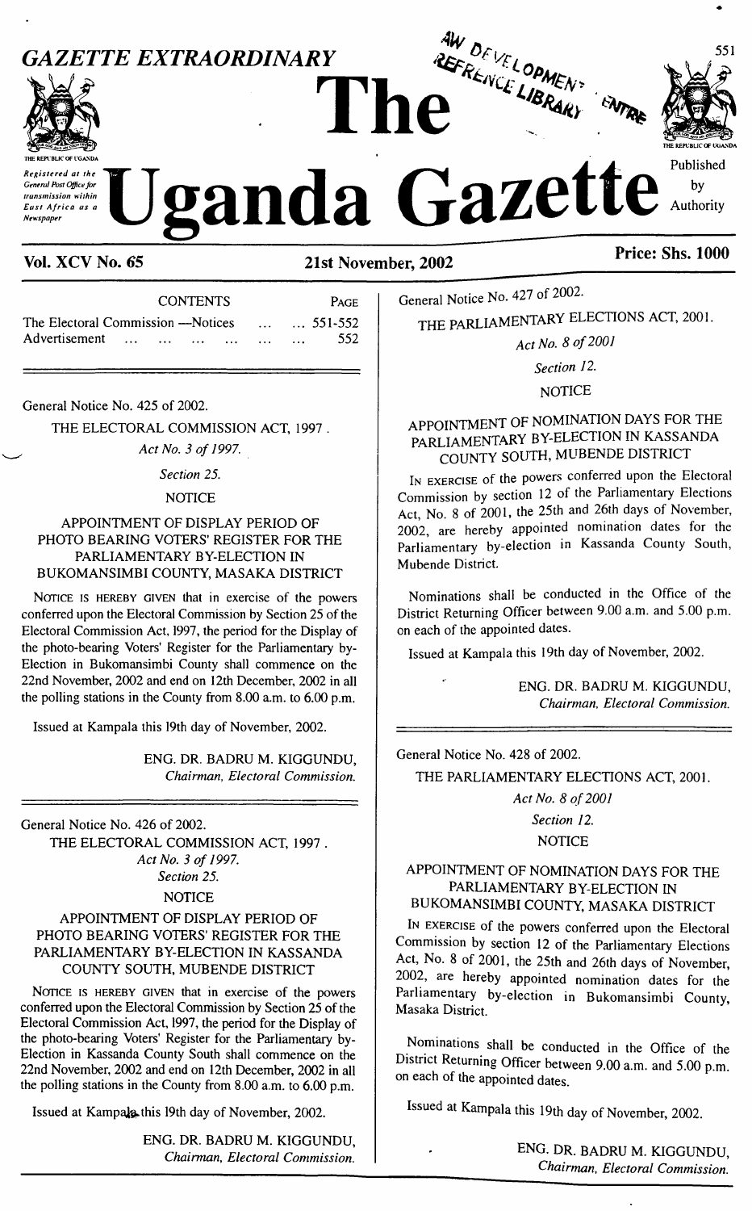# GAZETTE EXTRAORDINARY

# The Uganda Gazette

Registered at the General Post Office for transmission within East Africa as a Newspaper

Published by Authority

**Vol. XCV No. 65** **21st November, 2002** **Price: Shs. 1000**

| CONTENTS | PAGE |
|---|---|
| The Electoral Commission —Notices ... ... | 551-552 |
| Advertisement ... ... ... ... ... ... ... | 552 |

---

General Notice No. 425 of 2002.

THE ELECTORAL COMMISSION ACT, 1997.

*Act No. 3 of 1997.*

*Section 25.*

NOTICE

APPOINTMENT OF DISPLAY PERIOD OF PHOTO BEARING VOTERS' REGISTER FOR THE PARLIAMENTARY BY-ELECTION IN BUKOMANSIMBI COUNTY, MASAKA DISTRICT

NOTICE IS HEREBY GIVEN that in exercise of the powers conferred upon the Electoral Commission by Section 25 of the Electoral Commission Act, 1997, the period for the Display of the photo-bearing Voters' Register for the Parliamentary by-Election in Bukomansimbi County shall commence on the 22nd November, 2002 and end on 12th December, 2002 in all the polling stations in the County from 8.00 a.m. to 6.00 p.m.

Issued at Kampala this 19th day of November, 2002.

ENG. DR. BADRU M. KIGGUNDU,
*Chairman, Electoral Commission.*

---

General Notice No. 426 of 2002.

THE ELECTORAL COMMISSION ACT, 1997.

*Act No. 3 of 1997.*

*Section 25.*

NOTICE

APPOINTMENT OF DISPLAY PERIOD OF PHOTO BEARING VOTERS' REGISTER FOR THE PARLIAMENTARY BY-ELECTION IN KASSANDA COUNTY SOUTH, MUBENDE DISTRICT

NOTICE IS HEREBY GIVEN that in exercise of the powers conferred upon the Electoral Commission by Section 25 of the Electoral Commission Act, 1997, the period for the Display of the photo-bearing Voters' Register for the Parliamentary by-Election in Kassanda County South shall commence on the 22nd November, 2002 and end on 12th December, 2002 in all the polling stations in the County from 8.00 a.m. to 6.00 p.m.

Issued at Kampala this 19th day of November, 2002.

ENG. DR. BADRU M. KIGGUNDU,
*Chairman, Electoral Commission.*

---

General Notice No. 427 of 2002.

THE PARLIAMENTARY ELECTIONS ACT, 2001.

*Act No. 8 of 2001*

*Section 12.*

NOTICE

APPOINTMENT OF NOMINATION DAYS FOR THE PARLIAMENTARY BY-ELECTION IN KASSANDA COUNTY SOUTH, MUBENDE DISTRICT

IN EXERCISE of the powers conferred upon the Electoral Commission by section 12 of the Parliamentary Elections Act, No. 8 of 2001, the 25th and 26th days of November, 2002, are hereby appointed nomination dates for the Parliamentary by-election in Kassanda County South, Mubende District.

Nominations shall be conducted in the Office of the District Returning Officer between 9.00 a.m. and 5.00 p.m. on each of the appointed dates.

Issued at Kampala this 19th day of November, 2002.

ENG. DR. BADRU M. KIGGUNDU,
*Chairman, Electoral Commission.*

---

General Notice No. 428 of 2002.

THE PARLIAMENTARY ELECTIONS ACT, 2001.

*Act No. 8 of 2001*

*Section 12.*

NOTICE

APPOINTMENT OF NOMINATION DAYS FOR THE PARLIAMENTARY BY-ELECTION IN BUKOMANSIMBI COUNTY, MASAKA DISTRICT

IN EXERCISE of the powers conferred upon the Electoral Commission by section 12 of the Parliamentary Elections Act, No. 8 of 2001, the 25th and 26th days of November, 2002, are hereby appointed nomination dates for the Parliamentary by-election in Bukomansimbi County, Masaka District.

Nominations shall be conducted in the Office of the District Returning Officer between 9.00 a.m. and 5.00 p.m. on each of the appointed dates.

Issued at Kampala this 19th day of November, 2002.

ENG. DR. BADRU M. KIGGUNDU,
*Chairman, Electoral Commission.*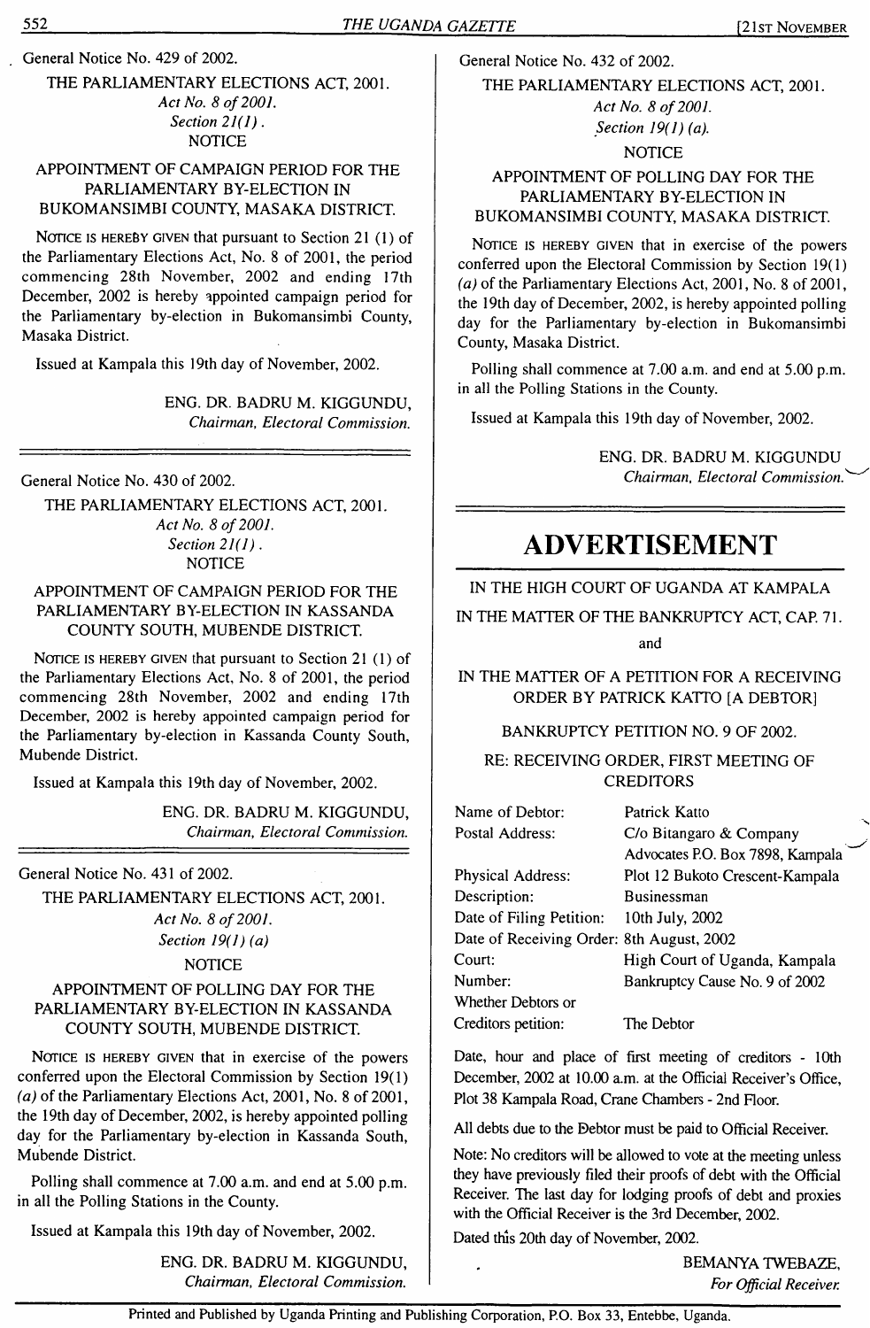General Notice No. 429 of 2002.

THE PARLIAMENTARY ELECTIONS ACT, 2001.

*Act No. 8 of 2001.*

*Section 21(1).*

NOTICE

APPOINTMENT OF CAMPAIGN PERIOD FOR THE PARLIAMENTARY BY-ELECTION IN BUKOMANSIMBI COUNTY, MASAKA DISTRICT.

NOTICE IS HEREBY GIVEN that pursuant to Section 21 (1) of the Parliamentary Elections Act, No. 8 of 2001, the period commencing 28th November, 2002 and ending 17th December, 2002 is hereby appointed campaign period for the Parliamentary by-election in Bukomansimbi County, Masaka District.

Issued at Kampala this 19th day of November, 2002.

ENG. DR. BADRU M. KIGGUNDU,
*Chairman, Electoral Commission.*

---

General Notice No. 430 of 2002.

THE PARLIAMENTARY ELECTIONS ACT, 2001.

*Act No. 8 of 2001.*

*Section 21(1).*

NOTICE

APPOINTMENT OF CAMPAIGN PERIOD FOR THE PARLIAMENTARY BY-ELECTION IN KASSANDA COUNTY SOUTH, MUBENDE DISTRICT.

NOTICE IS HEREBY GIVEN that pursuant to Section 21 (1) of the Parliamentary Elections Act, No. 8 of 2001, the period commencing 28th November, 2002 and ending 17th December, 2002 is hereby appointed campaign period for the Parliamentary by-election in Kassanda County South, Mubende District.

Issued at Kampala this 19th day of November, 2002.

ENG. DR. BADRU M. KIGGUNDU,
*Chairman, Electoral Commission.*

---

General Notice No. 431 of 2002.

THE PARLIAMENTARY ELECTIONS ACT, 2001.

*Act No. 8 of 2001.*

*Section 19(1) (a)*

NOTICE

APPOINTMENT OF POLLING DAY FOR THE PARLIAMENTARY BY-ELECTION IN KASSANDA COUNTY SOUTH, MUBENDE DISTRICT.

NOTICE IS HEREBY GIVEN that in exercise of the powers conferred upon the Electoral Commission by Section 19(1) *(a)* of the Parliamentary Elections Act, 2001, No. 8 of 2001, the 19th day of December, 2002, is hereby appointed polling day for the Parliamentary by-election in Kassanda South, Mubende District.

Polling shall commence at 7.00 a.m. and end at 5.00 p.m. in all the Polling Stations in the County.

Issued at Kampala this 19th day of November, 2002.

ENG. DR. BADRU M. KIGGUNDU,
*Chairman, Electoral Commission.*

---

General Notice No. 432 of 2002.

THE PARLIAMENTARY ELECTIONS ACT, 2001.

*Act No. 8 of 2001.*

*Section 19(1) (a).*

NOTICE

APPOINTMENT OF POLLING DAY FOR THE PARLIAMENTARY BY-ELECTION IN BUKOMANSIMBI COUNTY, MASAKA DISTRICT.

NOTICE IS HEREBY GIVEN that in exercise of the powers conferred upon the Electoral Commission by Section 19(1) *(a)* of the Parliamentary Elections Act, 2001, No. 8 of 2001, the 19th day of December, 2002, is hereby appointed polling day for the Parliamentary by-election in Bukomansimbi County, Masaka District.

Polling shall commence at 7.00 a.m. and end at 5.00 p.m. in all the Polling Stations in the County.

Issued at Kampala this 19th day of November, 2002.

ENG. DR. BADRU M. KIGGUNDU
*Chairman, Electoral Commission.*

---

# ADVERTISEMENT

IN THE HIGH COURT OF UGANDA AT KAMPALA

IN THE MATTER OF THE BANKRUPTCY ACT, CAP. 71.

and

IN THE MATTER OF A PETITION FOR A RECEIVING ORDER BY PATRICK KATTO [A DEBTOR]

BANKRUPTCY PETITION NO. 9 OF 2002.

RE: RECEIVING ORDER, FIRST MEETING OF CREDITORS

| | |
|---|---|
| Name of Debtor: | Patrick Katto |
| Postal Address: | C/o Bitangaro & Company Advocates P.O. Box 7898, Kampala |
| Physical Address: | Plot 12 Bukoto Crescent-Kampala |
| Description: | Businessman |
| Date of Filing Petition: | 10th July, 2002 |
| Date of Receiving Order: | 8th August, 2002 |
| Court: | High Court of Uganda, Kampala |
| Number: | Bankruptcy Cause No. 9 of 2002 |
| Whether Debtors or Creditors petition: | The Debtor |

Date, hour and place of first meeting of creditors - 10th December, 2002 at 10.00 a.m. at the Official Receiver's Office, Plot 38 Kampala Road, Crane Chambers - 2nd Floor.

All debts due to the Debtor must be paid to Official Receiver.

Note: No creditors will be allowed to vote at the meeting unless they have previously filed their proofs of debt with the Official Receiver. The last day for lodging proofs of debt and proxies with the Official Receiver is the 3rd December, 2002.

Dated this 20th day of November, 2002.

BEMANYA TWEBAZE,
*For Official Receiver.*